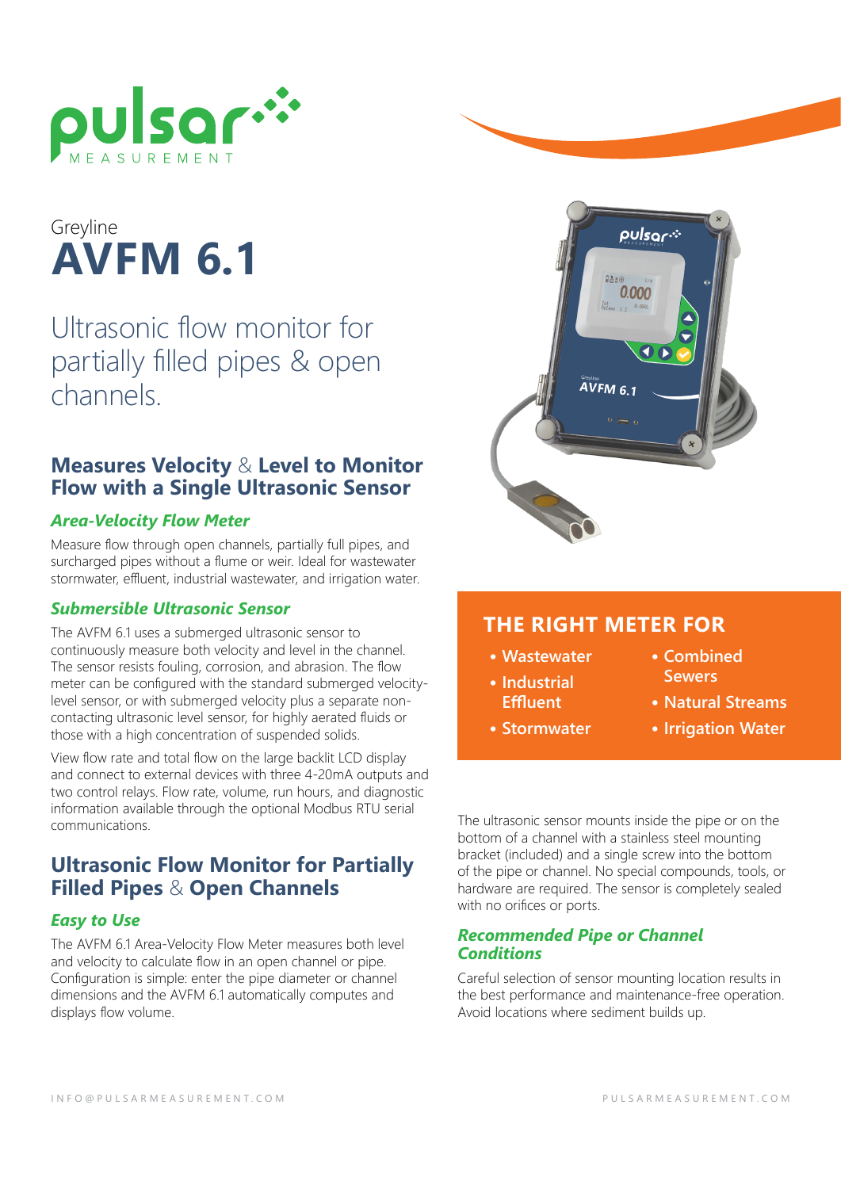# Greyline
# AVFM 6.1

## Ultrasonic flow monitor for partially filled pipes & open channels.

## Measures Velocity & Level to Monitor Flow with a Single Ultrasonic Sensor

### *Area-Velocity Flow Meter*

Measure flow through open channels, partially full pipes, and surcharged pipes without a flume or weir. Ideal for wastewater stormwater, effluent, industrial wastewater, and irrigation water.

### *Submersible Ultrasonic Sensor*

The AVFM 6.1 uses a submerged ultrasonic sensor to continuously measure both velocity and level in the channel. The sensor resists fouling, corrosion, and abrasion. The flow meter can be configured with the standard submerged velocity-level sensor, or with submerged velocity plus a separate non-contacting ultrasonic level sensor, for highly aerated fluids or those with a high concentration of suspended solids.

View flow rate and total flow on the large backlit LCD display and connect to external devices with three 4-20mA outputs and two control relays. Flow rate, volume, run hours, and diagnostic information available through the optional Modbus RTU serial communications.

## Ultrasonic Flow Monitor for Partially Filled Pipes & Open Channels

### *Easy to Use*

The AVFM 6.1 Area-Velocity Flow Meter measures both level and velocity to calculate flow in an open channel or pipe. Configuration is simple: enter the pipe diameter or channel dimensions and the AVFM 6.1 automatically computes and displays flow volume.

## THE RIGHT METER FOR

- Wastewater
- Industrial Effluent
- Stormwater
- Combined Sewers
- Natural Streams
- Irrigation Water

The ultrasonic sensor mounts inside the pipe or on the bottom of a channel with a stainless steel mounting bracket (included) and a single screw into the bottom of the pipe or channel. No special compounds, tools, or hardware are required. The sensor is completely sealed with no orifices or ports.

### *Recommended Pipe or Channel Conditions*

Careful selection of sensor mounting location results in the best performance and maintenance-free operation. Avoid locations where sediment builds up.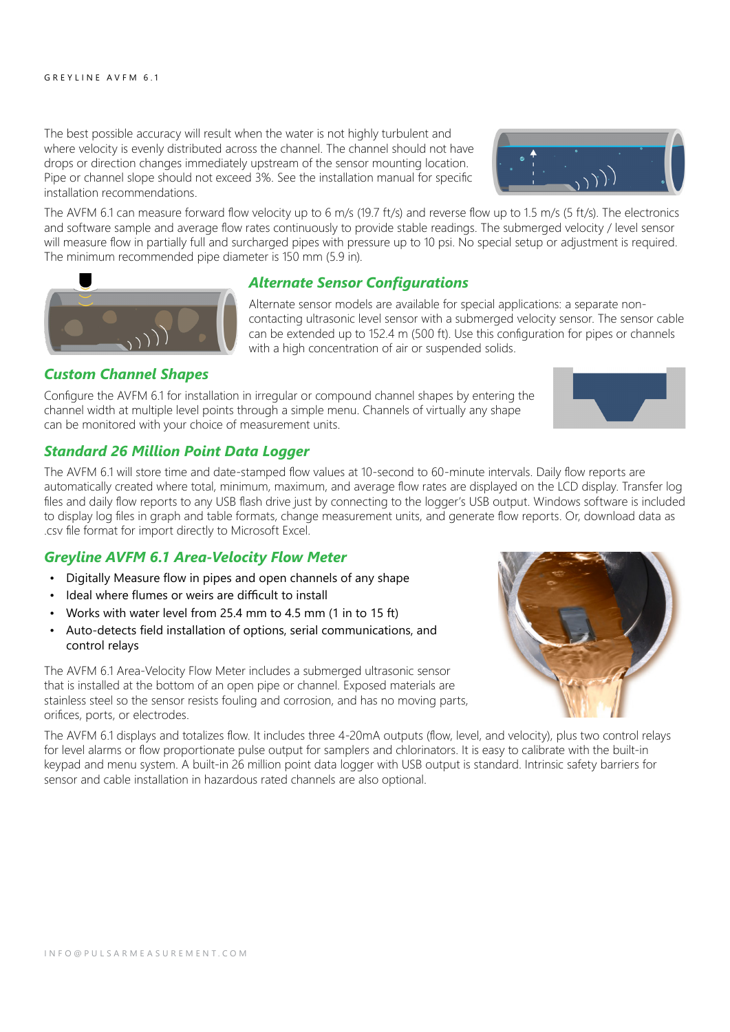The best possible accuracy will result when the water is not highly turbulent and where velocity is evenly distributed across the channel. The channel should not have drops or direction changes immediately upstream of the sensor mounting location. Pipe or channel slope should not exceed 3%. See the installation manual for specific installation recommendations.

The AVFM 6.1 can measure forward flow velocity up to 6 m/s (19.7 ft/s) and reverse flow up to 1.5 m/s (5 ft/s). The electronics and software sample and average flow rates continuously to provide stable readings. The submerged velocity / level sensor will measure flow in partially full and surcharged pipes with pressure up to 10 psi. No special setup or adjustment is required. The minimum recommended pipe diameter is 150 mm (5.9 in).

## *Alternate Sensor Configurations*

Alternate sensor models are available for special applications: a separate non-contacting ultrasonic level sensor with a submerged velocity sensor. The sensor cable can be extended up to 152.4 m (500 ft). Use this configuration for pipes or channels with a high concentration of air or suspended solids.

## *Custom Channel Shapes*

Configure the AVFM 6.1 for installation in irregular or compound channel shapes by entering the channel width at multiple level points through a simple menu. Channels of virtually any shape can be monitored with your choice of measurement units.

## *Standard 26 Million Point Data Logger*

The AVFM 6.1 will store time and date-stamped flow values at 10-second to 60-minute intervals. Daily flow reports are automatically created where total, minimum, maximum, and average flow rates are displayed on the LCD display. Transfer log files and daily flow reports to any USB flash drive just by connecting to the logger's USB output. Windows software is included to display log files in graph and table formats, change measurement units, and generate flow reports. Or, download data as .csv file format for import directly to Microsoft Excel.

## *Greyline AVFM 6.1 Area-Velocity Flow Meter*

- Digitally Measure flow in pipes and open channels of any shape
- Ideal where flumes or weirs are difficult to install
- Works with water level from 25.4 mm to 4.5 mm (1 in to 15 ft)
- Auto-detects field installation of options, serial communications, and control relays

The AVFM 6.1 Area-Velocity Flow Meter includes a submerged ultrasonic sensor that is installed at the bottom of an open pipe or channel. Exposed materials are stainless steel so the sensor resists fouling and corrosion, and has no moving parts, orifices, ports, or electrodes.

The AVFM 6.1 displays and totalizes flow. It includes three 4-20mA outputs (flow, level, and velocity), plus two control relays for level alarms or flow proportionate pulse output for samplers and chlorinators. It is easy to calibrate with the built-in keypad and menu system. A built-in 26 million point data logger with USB output is standard. Intrinsic safety barriers for sensor and cable installation in hazardous rated channels are also optional.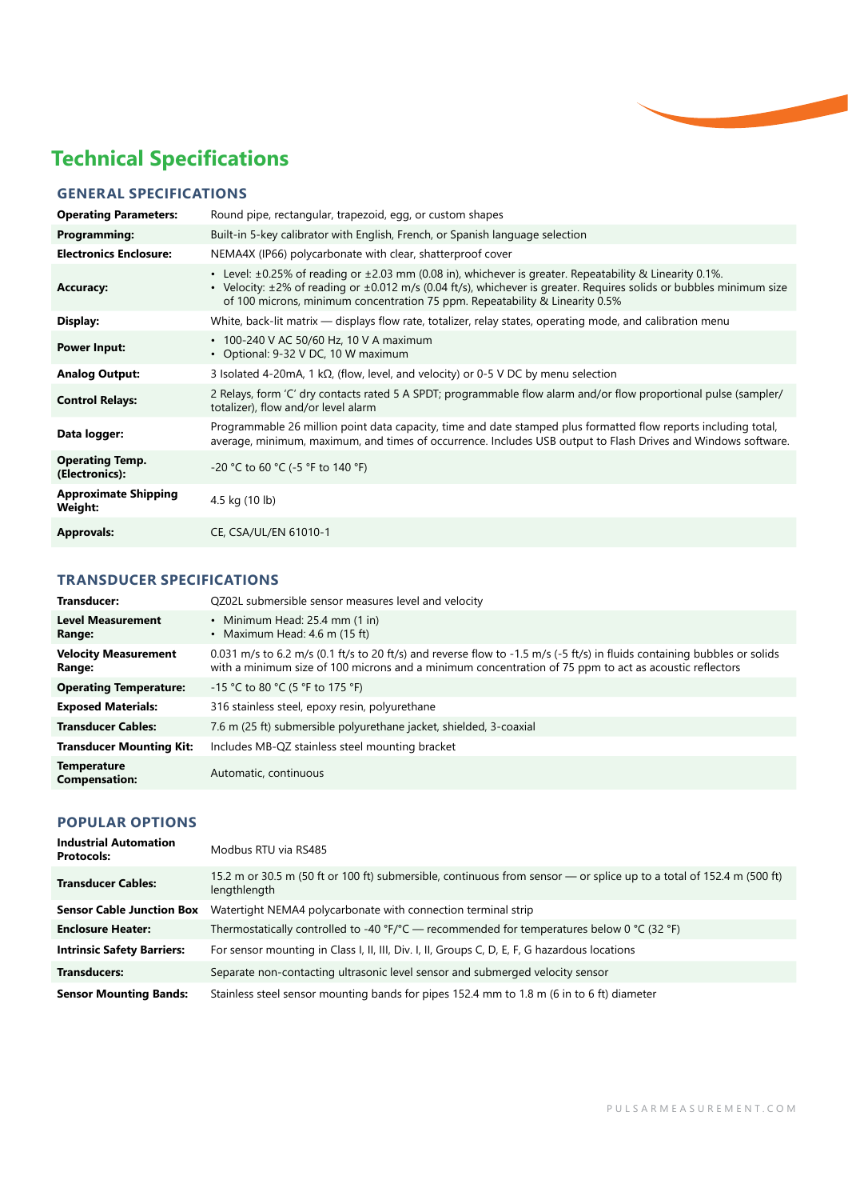# Technical Specifications

## GENERAL SPECIFICATIONS

| | |
|---|---|
| **Operating Parameters:** | Round pipe, rectangular, trapezoid, egg, or custom shapes |
| **Programming:** | Built-in 5-key calibrator with English, French, or Spanish language selection |
| **Electronics Enclosure:** | NEMA4X (IP66) polycarbonate with clear, shatterproof cover |
| **Accuracy:** | • Level: ±0.25% of reading or ±2.03 mm (0.08 in), whichever is greater. Repeatability & Linearity 0.1%.<br>• Velocity: ±2% of reading or ±0.012 m/s (0.04 ft/s), whichever is greater. Requires solids or bubbles minimum size of 100 microns, minimum concentration 75 ppm. Repeatability & Linearity 0.5% |
| **Display:** | White, back-lit matrix — displays flow rate, totalizer, relay states, operating mode, and calibration menu |
| **Power Input:** | • 100-240 V AC 50/60 Hz, 10 V A maximum<br>• Optional: 9-32 V DC, 10 W maximum |
| **Analog Output:** | 3 Isolated 4-20mA, 1 kΩ, (flow, level, and velocity) or 0-5 V DC by menu selection |
| **Control Relays:** | 2 Relays, form 'C' dry contacts rated 5 A SPDT; programmable flow alarm and/or flow proportional pulse (sampler/totalizer), flow and/or level alarm |
| **Data logger:** | Programmable 26 million point data capacity, time and date stamped plus formatted flow reports including total, average, minimum, maximum, and times of occurrence. Includes USB output to Flash Drives and Windows software. |
| **Operating Temp. (Electronics):** | -20 °C to 60 °C (-5 °F to 140 °F) |
| **Approximate Shipping Weight:** | 4.5 kg (10 lb) |
| **Approvals:** | CE, CSA/UL/EN 61010-1 |

## TRANSDUCER SPECIFICATIONS

| | |
|---|---|
| **Transducer:** | QZ02L submersible sensor measures level and velocity |
| **Level Measurement Range:** | • Minimum Head: 25.4 mm (1 in)<br>• Maximum Head: 4.6 m (15 ft) |
| **Velocity Measurement Range:** | 0.031 m/s to 6.2 m/s (0.1 ft/s to 20 ft/s) and reverse flow to -1.5 m/s (-5 ft/s) in fluids containing bubbles or solids with a minimum size of 100 microns and a minimum concentration of 75 ppm to act as acoustic reflectors |
| **Operating Temperature:** | -15 °C to 80 °C (5 °F to 175 °F) |
| **Exposed Materials:** | 316 stainless steel, epoxy resin, polyurethane |
| **Transducer Cables:** | 7.6 m (25 ft) submersible polyurethane jacket, shielded, 3-coaxial |
| **Transducer Mounting Kit:** | Includes MB-QZ stainless steel mounting bracket |
| **Temperature Compensation:** | Automatic, continuous |

## POPULAR OPTIONS

| | |
|---|---|
| **Industrial Automation Protocols:** | Modbus RTU via RS485 |
| **Transducer Cables:** | 15.2 m or 30.5 m (50 ft or 100 ft) submersible, continuous from sensor — or splice up to a total of 152.4 m (500 ft) lengthlength |
| **Sensor Cable Junction Box** | Watertight NEMA4 polycarbonate with connection terminal strip |
| **Enclosure Heater:** | Thermostatically controlled to -40 °F/°C — recommended for temperatures below 0 °C (32 °F) |
| **Intrinsic Safety Barriers:** | For sensor mounting in Class I, II, III, Div. I, II, Groups C, D, E, F, G hazardous locations |
| **Transducers:** | Separate non-contacting ultrasonic level sensor and submerged velocity sensor |
| **Sensor Mounting Bands:** | Stainless steel sensor mounting bands for pipes 152.4 mm to 1.8 m (6 in to 6 ft) diameter |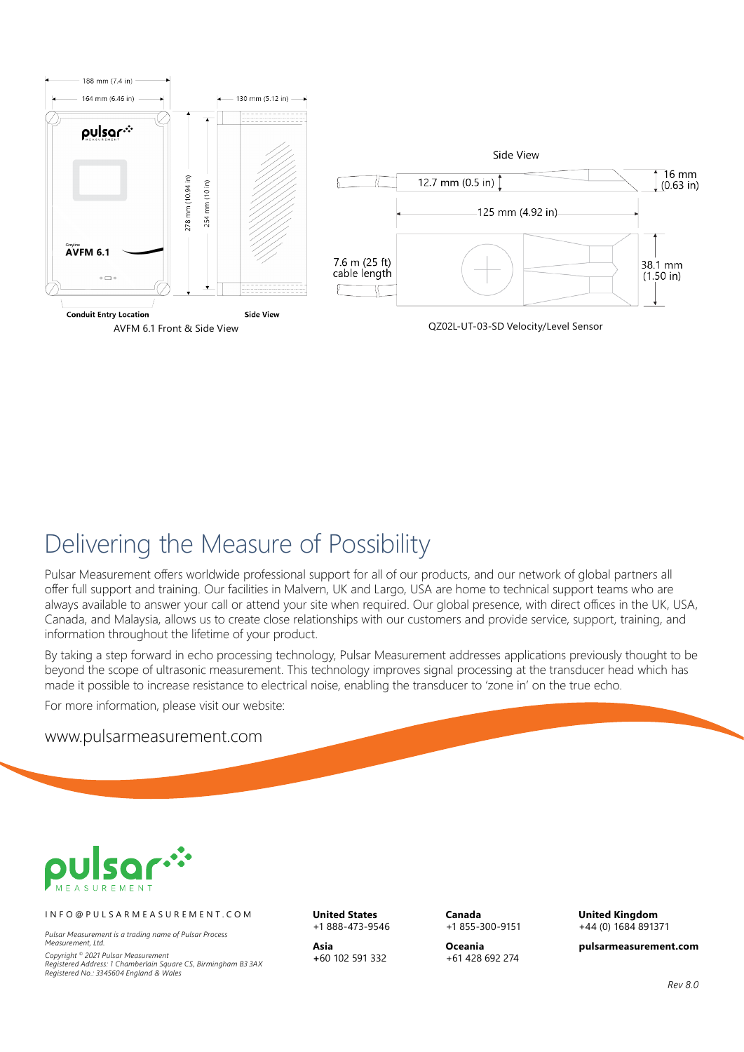188 mm (7.4 in)

164 mm (6.46 in)

130 mm (5.12 in)

278 mm (10.94 in)

254 mm (10 in)

Conduit Entry Location

Side View

AVFM 6.1 Front & Side View

Side View

12.7 mm (0.5 in)

16 mm (0.63 in)

125 mm (4.92 in)

7.6 m (25 ft) cable length

38.1 mm (1.50 in)

QZ02L-UT-03-SD Velocity/Level Sensor

# Delivering the Measure of Possibility

Pulsar Measurement offers worldwide professional support for all of our products, and our network of global partners all offer full support and training. Our facilities in Malvern, UK and Largo, USA are home to technical support teams who are always available to answer your call or attend your site when required. Our global presence, with direct offices in the UK, USA, Canada, and Malaysia, allows us to create close relationships with our customers and provide service, support, training, and information throughout the lifetime of your product.

By taking a step forward in echo processing technology, Pulsar Measurement addresses applications previously thought to be beyond the scope of ultrasonic measurement. This technology improves signal processing at the transducer head which has made it possible to increase resistance to electrical noise, enabling the transducer to 'zone in' on the true echo.

For more information, please visit our website:

www.pulsarmeasurement.com

INFO@PULSARMEASUREMENT.COM

*Pulsar Measurement is a trading name of Pulsar Process Measurement, Ltd.*

*Copyright © 2021 Pulsar Measurement*
*Registered Address: 1 Chamberlain Square CS, Birmingham B3 3AX*
*Registered No.: 3345604 England & Wales*

**United States**
+1 888-473-9546

**Asia**
+60 102 591 332

**Canada**
+1 855-300-9151

**Oceania**
+61 428 692 274

**United Kingdom**
+44 (0) 1684 891371

**pulsarmeasurement.com**

*Rev 8.0*